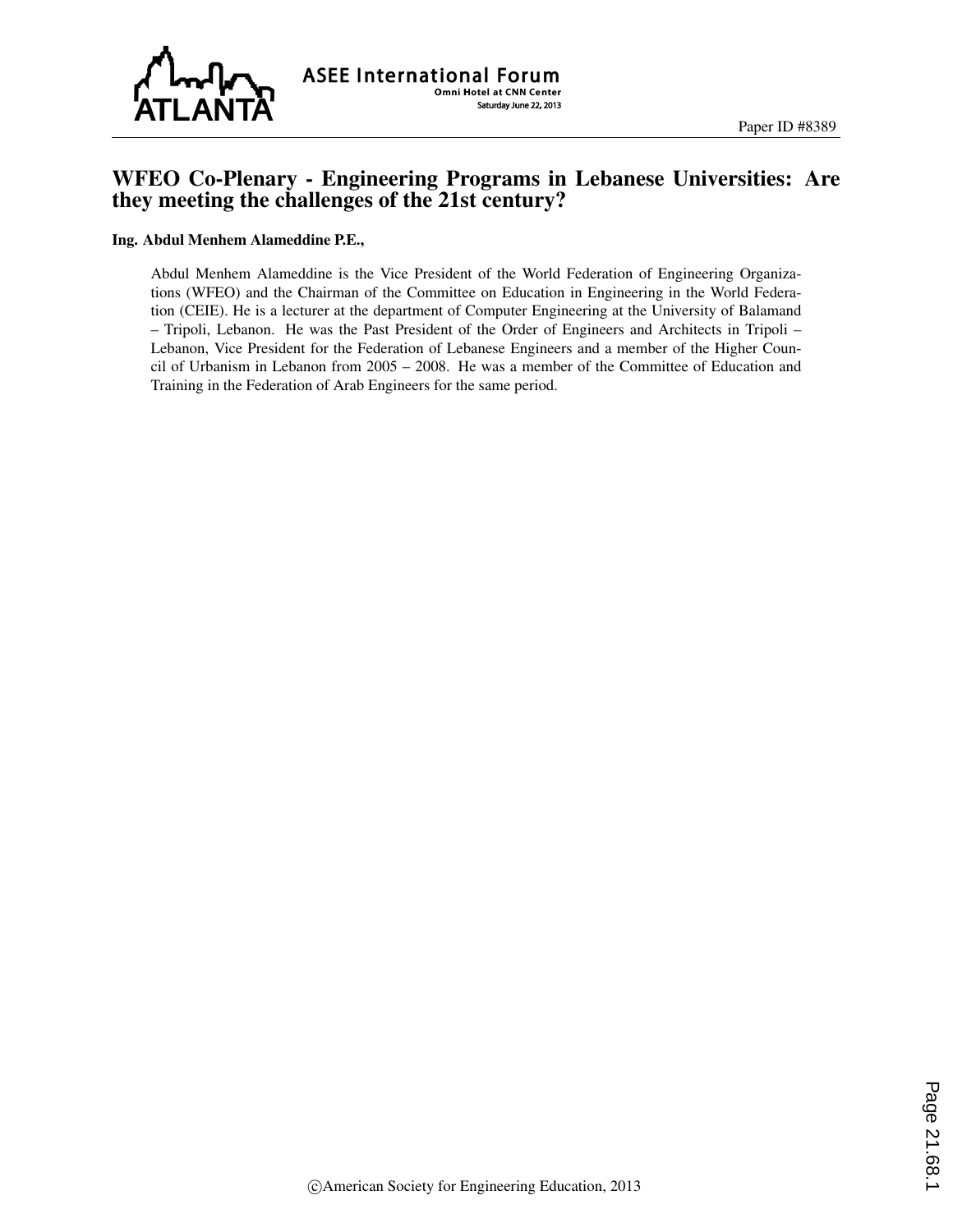# WFEO Co-Plenary - Engineering Programs in Lebanese Universities: Are they meeting the challenges of the 21st century?

**Ing. Abdul Menhem Alameddine P.E.,**

Abdul Menhem Alameddine is the Vice President of the World Federation of Engineering Organizations (WFEO) and the Chairman of the Committee on Education in Engineering in the World Federation (CEIE). He is a lecturer at the department of Computer Engineering at the University of Balamand – Tripoli, Lebanon. He was the Past President of the Order of Engineers and Architects in Tripoli – Lebanon, Vice President for the Federation of Lebanese Engineers and a member of the Higher Council of Urbanism in Lebanon from 2005 – 2008. He was a member of the Committee of Education and Training in the Federation of Arab Engineers for the same period.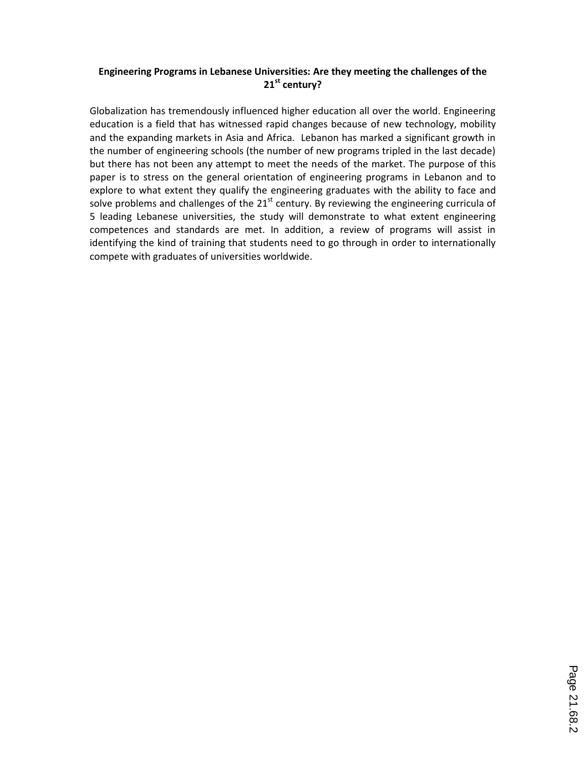**Engineering Programs in Lebanese Universities: Are they meeting the challenges of the 21st century?**

Globalization has tremendously influenced higher education all over the world. Engineering education is a field that has witnessed rapid changes because of new technology, mobility and the expanding markets in Asia and Africa. Lebanon has marked a significant growth in the number of engineering schools (the number of new programs tripled in the last decade) but there has not been any attempt to meet the needs of the market. The purpose of this paper is to stress on the general orientation of engineering programs in Lebanon and to explore to what extent they qualify the engineering graduates with the ability to face and solve problems and challenges of the 21st century. By reviewing the engineering curricula of 5 leading Lebanese universities, the study will demonstrate to what extent engineering competences and standards are met. In addition, a review of programs will assist in identifying the kind of training that students need to go through in order to internationally compete with graduates of universities worldwide.